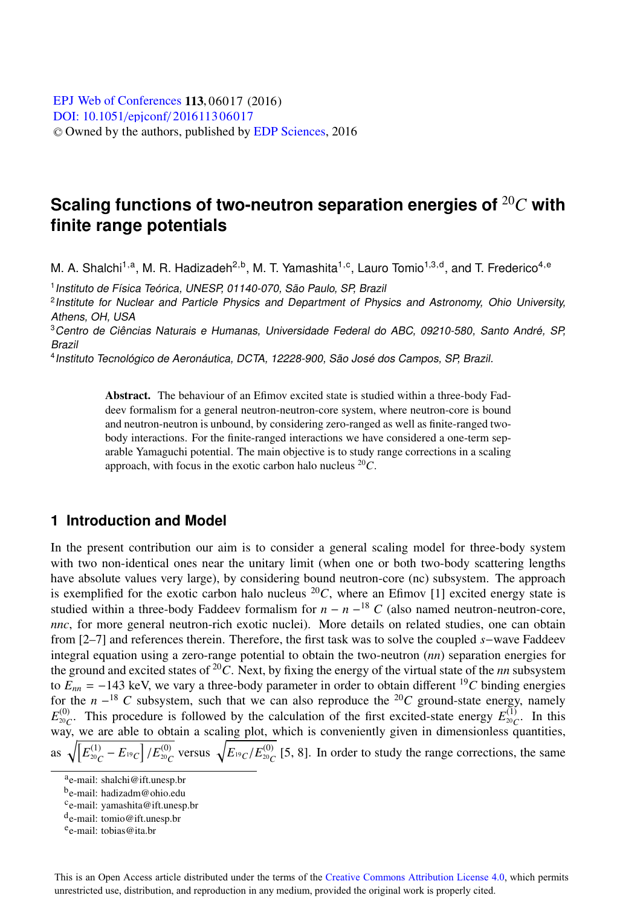# Scaling functions of two-neutron separation energies of $^{20}C$ with finite range potentials

M. A. Shalchi[1,a], M. R. Hadizadeh[2,b], M. T. Yamashita[1,c], Lauro Tomio[1,3,d], and T. Frederico[4,e]

[1] *Instituto de Física Teórica, UNESP, 01140-070, São Paulo, SP, Brazil*

[2] *Institute for Nuclear and Particle Physics and Department of Physics and Astronomy, Ohio University, Athens, OH, USA*

[3] *Centro de Ciências Naturais e Humanas, Universidade Federal do ABC, 09210-580, Santo André, SP, Brazil*

[4] *Instituto Tecnológico de Aeronáutica, DCTA, 12228-900, São José dos Campos, SP, Brazil.*

**Abstract.** The behaviour of an Efimov excited state is studied within a three-body Faddeev formalism for a general neutron-neutron-core system, where neutron-core is bound and neutron-neutron is unbound, by considering zero-ranged as well as finite-ranged two-body interactions. For the finite-ranged interactions we have considered a one-term separable Yamaguchi potential. The main objective is to study range corrections in a scaling approach, with focus in the exotic carbon halo nucleus $^{20}C$.

## 1 Introduction and Model

In the present contribution our aim is to consider a general scaling model for three-body system with two non-identical ones near the unitary limit (when one or both two-body scattering lengths have absolute values very large), by considering bound neutron-core (nc) subsystem. The approach is exemplified for the exotic carbon halo nucleus $^{20}C$, where an Efimov [1] excited energy state is studied within a three-body Faddeev formalism for $n - n -^{18} C$ (also named neutron-neutron-core, *nnc*, for more general neutron-rich exotic nuclei). More details on related studies, one can obtain from [2–7] and references therein. Therefore, the first task was to solve the coupled $s-$wave Faddeev integral equation using a zero-range potential to obtain the two-neutron (*nn*) separation energies for the ground and excited states of $^{20}C$. Next, by fixing the energy of the virtual state of the *nn* subsystem to $E_{nn} = -143$ keV, we vary a three-body parameter in order to obtain different $^{19}C$ binding energies for the $n -^{18} C$ subsystem, such that we can also reproduce the $^{20}C$ ground-state energy, namely $E^{(0)}_{^{20}C}$. This procedure is followed by the calculation of the first excited-state energy $E^{(1)}_{^{20}C}$. In this way, we are able to obtain a scaling plot, which is conveniently given in dimensionless quantities, as $\sqrt{\left[E^{(1)}_{^{20}C} - E_{^{19}C}\right]/E^{(0)}_{^{20}C}}$ versus $\sqrt{E_{^{19}C}/E^{(0)}_{^{20}C}}$ [5, 8]. In order to study the range corrections, the same

[a] e-mail: shalchi@ift.unesp.br

[b] e-mail: hadizadm@ohio.edu

[c] e-mail: yamashita@ift.unesp.br

[d] e-mail: tomio@ift.unesp.br

[e] e-mail: tobias@ita.br

This is an Open Access article distributed under the terms of the Creative Commons Attribution License 4.0, which permits unrestricted use, distribution, and reproduction in any medium, provided the original work is properly cited.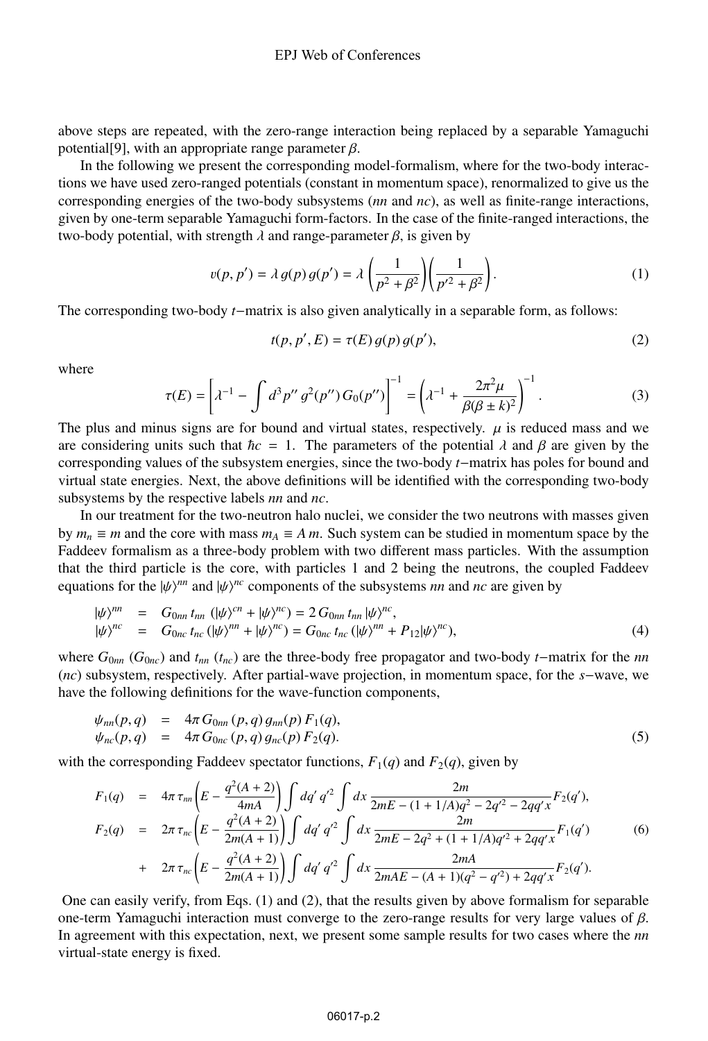above steps are repeated, with the zero-range interaction being replaced by a separable Yamaguchi potential[9], with an appropriate range parameter $\beta$.

In the following we present the corresponding model-formalism, where for the two-body interactions we have used zero-ranged potentials (constant in momentum space), renormalized to give us the corresponding energies of the two-body subsystems (*nn* and *nc*), as well as finite-range interactions, given by one-term separable Yamaguchi form-factors. In the case of the finite-ranged interactions, the two-body potential, with strength $\lambda$ and range-parameter $\beta$, is given by

$$v(p, p') = \lambda\, g(p)\, g(p') = \lambda \left(\frac{1}{p^2 + \beta^2}\right)\left(\frac{1}{p'^2 + \beta^2}\right). \tag{1}$$

The corresponding two-body $t-$matrix is also given analytically in a separable form, as follows:

$$t(p, p', E) = \tau(E)\, g(p)\, g(p'), \tag{2}$$

where

$$\tau(E) = \left[\lambda^{-1} - \int d^3p''\, g^2(p'')\, G_0(p'')\right]^{-1} = \left(\lambda^{-1} + \frac{2\pi^2\mu}{\beta(\beta \pm k)^2}\right)^{-1}. \tag{3}$$

The plus and minus signs are for bound and virtual states, respectively. $\mu$ is reduced mass and we are considering units such that $\hbar c = 1$. The parameters of the potential $\lambda$ and $\beta$ are given by the corresponding values of the subsystem energies, since the two-body $t-$matrix has poles for bound and virtual state energies. Next, the above definitions will be identified with the corresponding two-body subsystems by the respective labels *nn* and *nc*.

In our treatment for the two-neutron halo nuclei, we consider the two neutrons with masses given by $m_n \equiv m$ and the core with mass $m_A \equiv A\, m$. Such system can be studied in momentum space by the Faddeev formalism as a three-body problem with two different mass particles. With the assumption that the third particle is the core, with particles 1 and 2 being the neutrons, the coupled Faddeev equations for the $|\psi\rangle^{nn}$ and $|\psi\rangle^{nc}$ components of the subsystems *nn* and *nc* are given by

$$\begin{aligned}
|\psi\rangle^{nn} &= G_{0nn}\, t_{nn}\, (|\psi\rangle^{cn} + |\psi\rangle^{nc}) = 2\, G_{0nn}\, t_{nn}\, |\psi\rangle^{nc}, \\
|\psi\rangle^{nc} &= G_{0nc}\, t_{nc}\, (|\psi\rangle^{nn} + |\psi\rangle^{nc}) = G_{0nc}\, t_{nc}\, (|\psi\rangle^{nn} + P_{12}|\psi\rangle^{nc}),
\end{aligned} \tag{4}$$

where $G_{0nn}$ ($G_{0nc}$) and $t_{nn}$ ($t_{nc}$) are the three-body free propagator and two-body $t-$matrix for the *nn* (*nc*) subsystem, respectively. After partial-wave projection, in momentum space, for the $s-$wave, we have the following definitions for the wave-function components,

$$\begin{aligned}
\psi_{nn}(p, q) &= 4\pi\, G_{0nn}\, (p, q)\, g_{nn}(p)\, F_1(q), \\
\psi_{nc}(p, q) &= 4\pi\, G_{0nc}\, (p, q)\, g_{nc}(p)\, F_2(q).
\end{aligned} \tag{5}$$

with the corresponding Faddeev spectator functions, $F_1(q)$ and $F_2(q)$, given by

$$\begin{aligned}
F_1(q) &= 4\pi\, \tau_{nn}\left(E - \frac{q^2(A+2)}{4mA}\right) \int dq'\, q'^2 \int dx\, \frac{2m}{2mE - (1 + 1/A)q^2 - 2q'^2 - 2qq'x} F_2(q'), \\
F_2(q) &= 2\pi\, \tau_{nc}\left(E - \frac{q^2(A+2)}{2m(A+1)}\right) \int dq'\, q'^2 \int dx\, \frac{2m}{2mE - 2q^2 + (1 + 1/A)q'^2 + 2qq'x} F_1(q') \\
&+ 2\pi\, \tau_{nc}\left(E - \frac{q^2(A+2)}{2m(A+1)}\right) \int dq'\, q'^2 \int dx\, \frac{2mA}{2mAE - (A+1)(q^2 - q'^2) + 2qq'x} F_2(q').
\end{aligned} \tag{6}$$

One can easily verify, from Eqs. (1) and (2), that the results given by above formalism for separable one-term Yamaguchi interaction must converge to the zero-range results for very large values of $\beta$. In agreement with this expectation, next, we present some sample results for two cases where the *nn* virtual-state energy is fixed.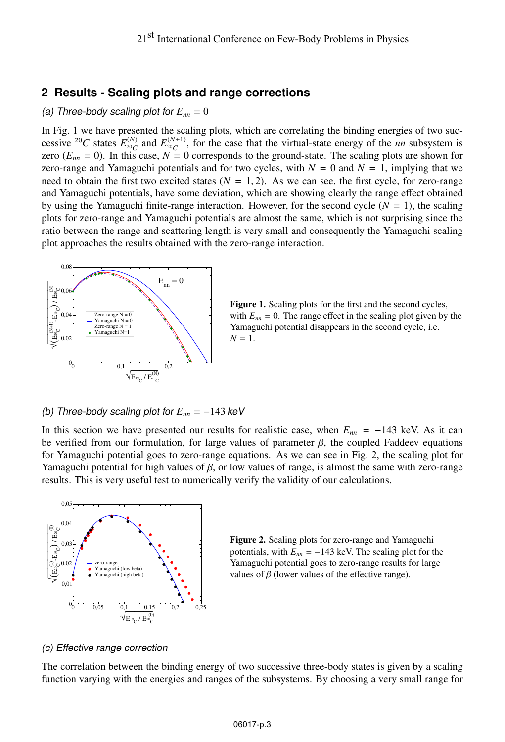## 2 Results - Scaling plots and range corrections

*(a) Three-body scaling plot for $E_{nn} = 0$*

In Fig. 1 we have presented the scaling plots, which are correlating the binding energies of two successive $^{20}C$ states $E^{(N)}_{^{20}C}$ and $E^{(N+1)}_{^{20}C}$, for the case that the virtual-state energy of the *nn* subsystem is zero ($E_{nn} = 0$). In this case, $N = 0$ corresponds to the ground-state. The scaling plots are shown for zero-range and Yamaguchi potentials and for two cycles, with $N = 0$ and $N = 1$, implying that we need to obtain the first two excited states ($N = 1, 2$). As we can see, the first cycle, for zero-range and Yamaguchi potentials, have some deviation, which are showing clearly the range effect obtained by using the Yamaguchi finite-range interaction. However, for the second cycle ($N = 1$), the scaling plots for zero-range and Yamaguchi potentials are almost the same, which is not surprising since the ratio between the range and scattering length is very small and consequently the Yamaguchi scaling plot approaches the results obtained with the zero-range interaction.

0,08
0,06
0,04
0,02
0
0
0,1
0,2
$E_{nn} = 0$
$\sqrt{(E^{(N+1)}_{^{20}C} - E_{^{19}C}) / E^{(N)}_{^{20}C}}$
$\sqrt{E_{^{19}C} / E^{(N)}_{^{20}C}}$
Zero-range N = 0
Yamaguchi N = 0
Zero-range N = 1
Yamaguchi N=1

**Figure 1.** Scaling plots for the first and the second cycles, with $E_{nn} = 0$. The range effect in the scaling plot given by the Yamaguchi potential disappears in the second cycle, i.e. $N = 1$.

*(b) Three-body scaling plot for $E_{nn} = -143$ keV*

In this section we have presented our results for realistic case, when $E_{nn} = -143$ keV. As it can be verified from our formulation, for large values of parameter $\beta$, the coupled Faddeev equations for Yamaguchi potential goes to zero-range equations. As we can see in Fig. 2, the scaling plot for Yamaguchi potential for high values of $\beta$, or low values of range, is almost the same with zero-range results. This is very useful test to numerically verify the validity of our calculations.

0,05
0,04
0,03
0,02
0,01
0
0
0,05
0,1
0,15
0,2
0,25
$\sqrt{(E^{(1)}_{^{20}C} - E_{^{19}C}) / E^{(0)}_{^{20}C}}$
$\sqrt{E_{^{19}C} / E^{(0)}_{^{20}C}}$
zero-range
Yamaguchi (low beta)
Yamaguchi (high beta)

**Figure 2.** Scaling plots for zero-range and Yamaguchi potentials, with $E_{nn} = -143$ keV. The scaling plot for the Yamaguchi potential goes to zero-range results for large values of $\beta$ (lower values of the effective range).

*(c) Effective range correction*

The correlation between the binding energy of two successive three-body states is given by a scaling function varying with the energies and ranges of the subsystems. By choosing a very small range for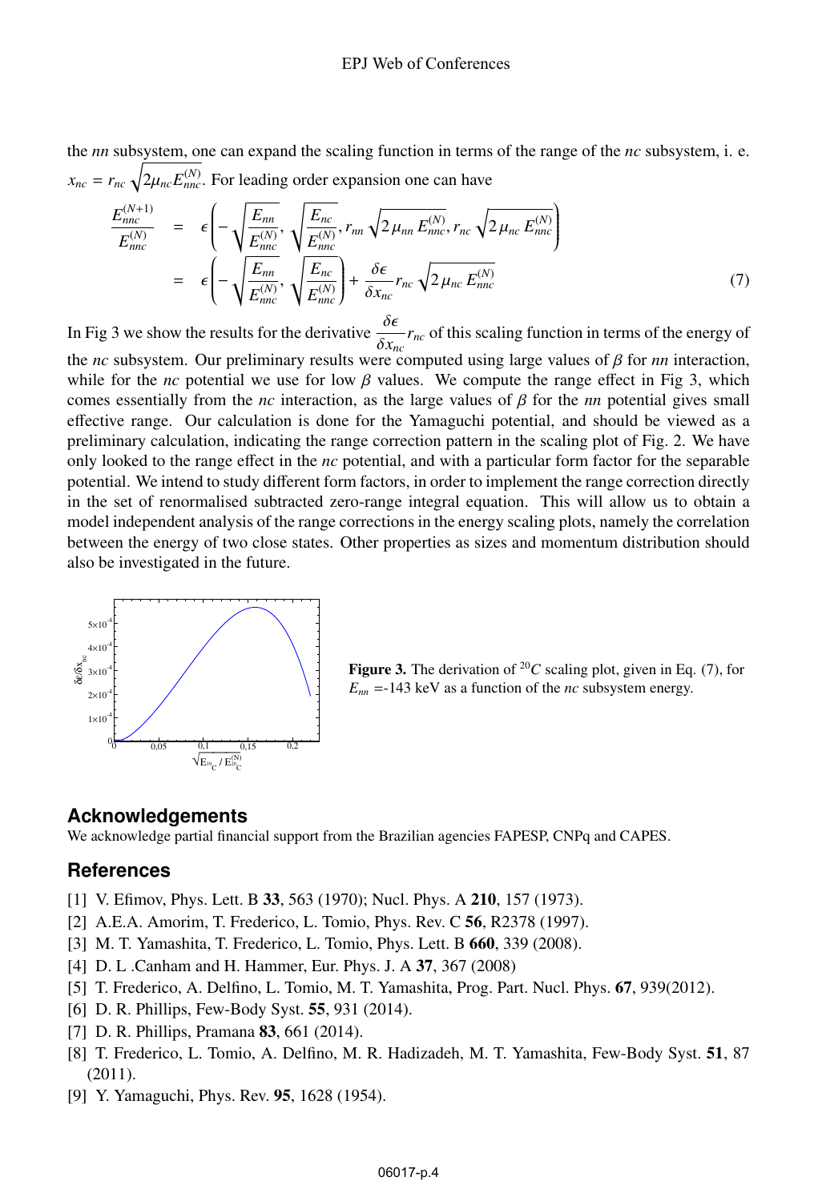the *nn* subsystem, one can expand the scaling function in terms of the range of the *nc* subsystem, i. e. $x_{nc} = r_{nc}\sqrt{2\mu_{nc}E^{(N)}_{nnc}}$. For leading order expansion one can have

$$
\begin{aligned}
\frac{E^{(N+1)}_{nnc}}{E^{(N)}_{nnc}} &= \epsilon\left(-\sqrt{\frac{E_{nn}}{E^{(N)}_{nnc}}}, \sqrt{\frac{E_{nc}}{E^{(N)}_{nnc}}}, r_{nn}\sqrt{2\,\mu_{nn}\,E^{(N)}_{nnc}}, r_{nc}\sqrt{2\,\mu_{nc}\,E^{(N)}_{nnc}}\right) \\
&= \epsilon\left(-\sqrt{\frac{E_{nn}}{E^{(N)}_{nnc}}}, \sqrt{\frac{E_{nc}}{E^{(N)}_{nnc}}}\right) + \frac{\delta\epsilon}{\delta x_{nc}} r_{nc}\sqrt{2\,\mu_{nc}\,E^{(N)}_{nnc}}
\end{aligned}
\qquad (7)
$$

In Fig 3 we show the results for the derivative $\frac{\delta\epsilon}{\delta x_{nc}} r_{nc}$ of this scaling function in terms of the energy of the *nc* subsystem. Our preliminary results were computed using large values of $\beta$ for *nn* interaction, while for the *nc* potential we use for low $\beta$ values. We compute the range effect in Fig 3, which comes essentially from the *nc* interaction, as the large values of $\beta$ for the *nn* potential gives small effective range. Our calculation is done for the Yamaguchi potential, and should be viewed as a preliminary calculation, indicating the range correction pattern in the scaling plot of Fig. 2. We have only looked to the range effect in the *nc* potential, and with a particular form factor for the separable potential. We intend to study different form factors, in order to implement the range correction directly in the set of renormalised subtracted zero-range integral equation. This will allow us to obtain a model independent analysis of the range corrections in the energy scaling plots, namely the correlation between the energy of two close states. Other properties as sizes and momentum distribution should also be investigated in the future.

5×10⁻⁴
4×10⁻⁴
3×10⁻⁴
2×10⁻⁴
1×10⁻⁴
0
δε/δx_nc
0 0,05 0,1 0,15 0,2
$\sqrt{E_{^{19}C}/E^{(N)}_{^{20}C}}$

**Figure 3.** The derivation of $^{20}C$ scaling plot, given in Eq. (7), for $E_{nn}$ =-143 keV as a function of the *nc* subsystem energy.

## Acknowledgements

We acknowledge partial financial support from the Brazilian agencies FAPESP, CNPq and CAPES.

## References

[1] V. Efimov, Phys. Lett. B **33**, 563 (1970); Nucl. Phys. A **210**, 157 (1973).

[2] A.E.A. Amorim, T. Frederico, L. Tomio, Phys. Rev. C **56**, R2378 (1997).

[3] M. T. Yamashita, T. Frederico, L. Tomio, Phys. Lett. B **660**, 339 (2008).

[4] D. L .Canham and H. Hammer, Eur. Phys. J. A **37**, 367 (2008)

[5] T. Frederico, A. Delfino, L. Tomio, M. T. Yamashita, Prog. Part. Nucl. Phys. **67**, 939(2012).

[6] D. R. Phillips, Few-Body Syst. **55**, 931 (2014).

[7] D. R. Phillips, Pramana **83**, 661 (2014).

[8] T. Frederico, L. Tomio, A. Delfino, M. R. Hadizadeh, M. T. Yamashita, Few-Body Syst. **51**, 87 (2011).

[9] Y. Yamaguchi, Phys. Rev. **95**, 1628 (1954).